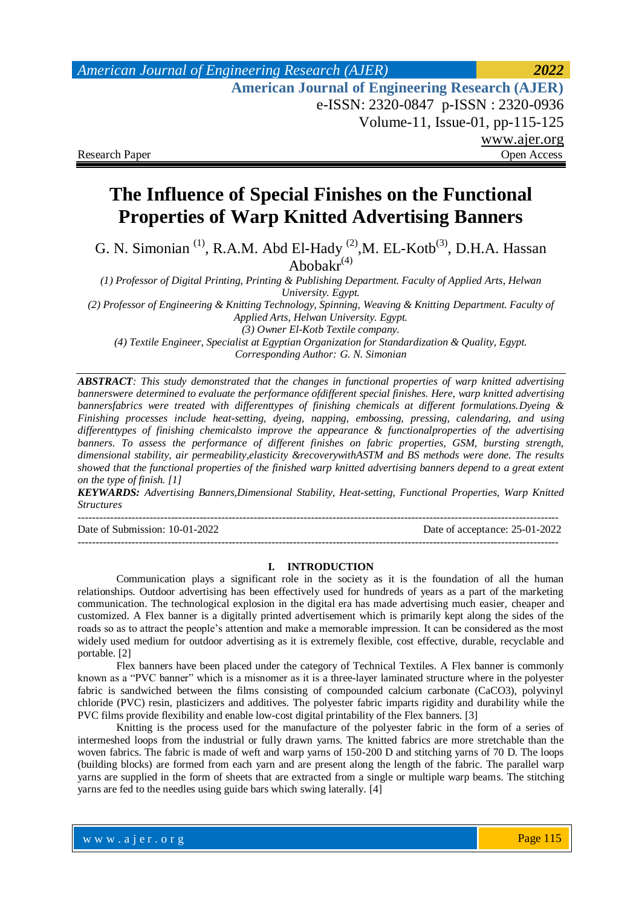Research Paper | Open Access

# The Influence of Special Finishes on the Functional Properties of Warp Knitted Advertising Banners

G. N. Simonian (1), R.A.M. Abd El-Hady (2),M. EL-Kotb(3), D.H.A. Hassan Abobakr(4)

*(1) Professor of Digital Printing, Printing & Publishing Department. Faculty of Applied Arts, Helwan University. Egypt.*

*(2) Professor of Engineering & Knitting Technology, Spinning, Weaving & Knitting Department. Faculty of Applied Arts, Helwan University. Egypt.*

*(3) Owner El-Kotb Textile company.*

*(4) Textile Engineer, Specialist at Egyptian Organization for Standardization & Quality, Egypt.*

*Corresponding Author: G. N. Simonian*

***ABSTRACT**: This study demonstrated that the changes in functional properties of warp knitted advertising bannerswere determined to evaluate the performance ofdifferent special finishes. Here, warp knitted advertising bannersfabrics were treated with differenttypes of finishing chemicals at different formulations.Dyeing & Finishing processes include heat-setting, dyeing, napping, embossing, pressing, calendaring, and using differenttypes of finishing chemicalsto improve the appearance & functionalproperties of the advertising banners. To assess the performance of different finishes on fabric properties, GSM, bursting strength, dimensional stability, air permeability,elasticity &recoverywithASTM and BS methods were done. The results showed that the functional properties of the finished warp knitted advertising banners depend to a great extent on the type of finish. [1]*

***KEYWARDS:** Advertising Banners,Dimensional Stability, Heat-setting, Functional Properties, Warp Knitted Structures*

---

Date of Submission: 10-01-2022 | Date of acceptance: 25-01-2022

---

## I. INTRODUCTION

Communication plays a significant role in the society as it is the foundation of all the human relationships. Outdoor advertising has been effectively used for hundreds of years as a part of the marketing communication. The technological explosion in the digital era has made advertising much easier, cheaper and customized. A Flex banner is a digitally printed advertisement which is primarily kept along the sides of the roads so as to attract the people's attention and make a memorable impression. It can be considered as the most widely used medium for outdoor advertising as it is extremely flexible, cost effective, durable, recyclable and portable. [2]

Flex banners have been placed under the category of Technical Textiles. A Flex banner is commonly known as a "PVC banner" which is a misnomer as it is a three-layer laminated structure where in the polyester fabric is sandwiched between the films consisting of compounded calcium carbonate ($CaCO_3$), polyvinyl chloride (PVC) resin, plasticizers and additives. The polyester fabric imparts rigidity and durability while the PVC films provide flexibility and enable low-cost digital printability of the Flex banners. [3]

Knitting is the process used for the manufacture of the polyester fabric in the form of a series of intermeshed loops from the industrial or fully drawn yarns. The knitted fabrics are more stretchable than the woven fabrics. The fabric is made of weft and warp yarns of 150-200 D and stitching yarns of 70 D. The loops (building blocks) are formed from each yarn and are present along the length of the fabric. The parallel warp yarns are supplied in the form of sheets that are extracted from a single or multiple warp beams. The stitching yarns are fed to the needles using guide bars which swing laterally. [4]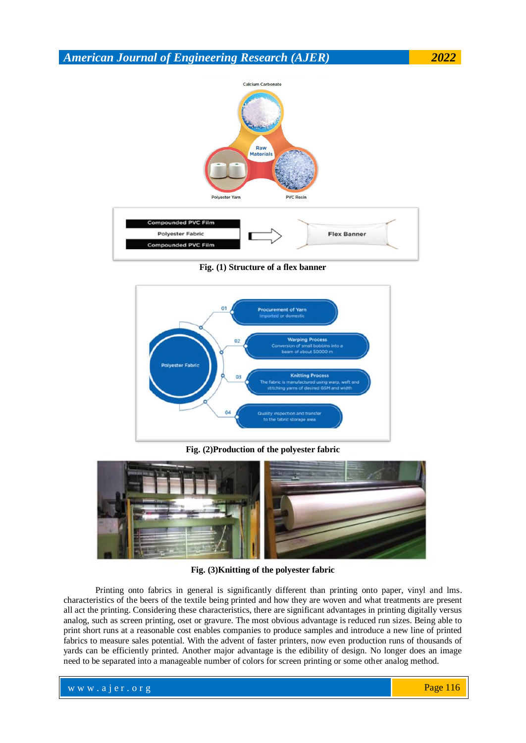Fig. (1) Structure of a flex banner

Fig. (2)Production of the polyester fabric

Fig. (3)Knitting of the polyester fabric

Printing onto fabrics in general is significantly different than printing onto paper, vinyl and lms. characteristics of the beers of the textile being printed and how they are woven and what treatments are present all act the printing. Considering these characteristics, there are significant advantages in printing digitally versus analog, such as screen printing, oset or gravure. The most obvious advantage is reduced run sizes. Being able to print short runs at a reasonable cost enables companies to produce samples and introduce a new line of printed fabrics to measure sales potential. With the advent of faster printers, now even production runs of thousands of yards can be efficiently printed. Another major advantage is the edibility of design. No longer does an image need to be separated into a manageable number of colors for screen printing or some other analog method.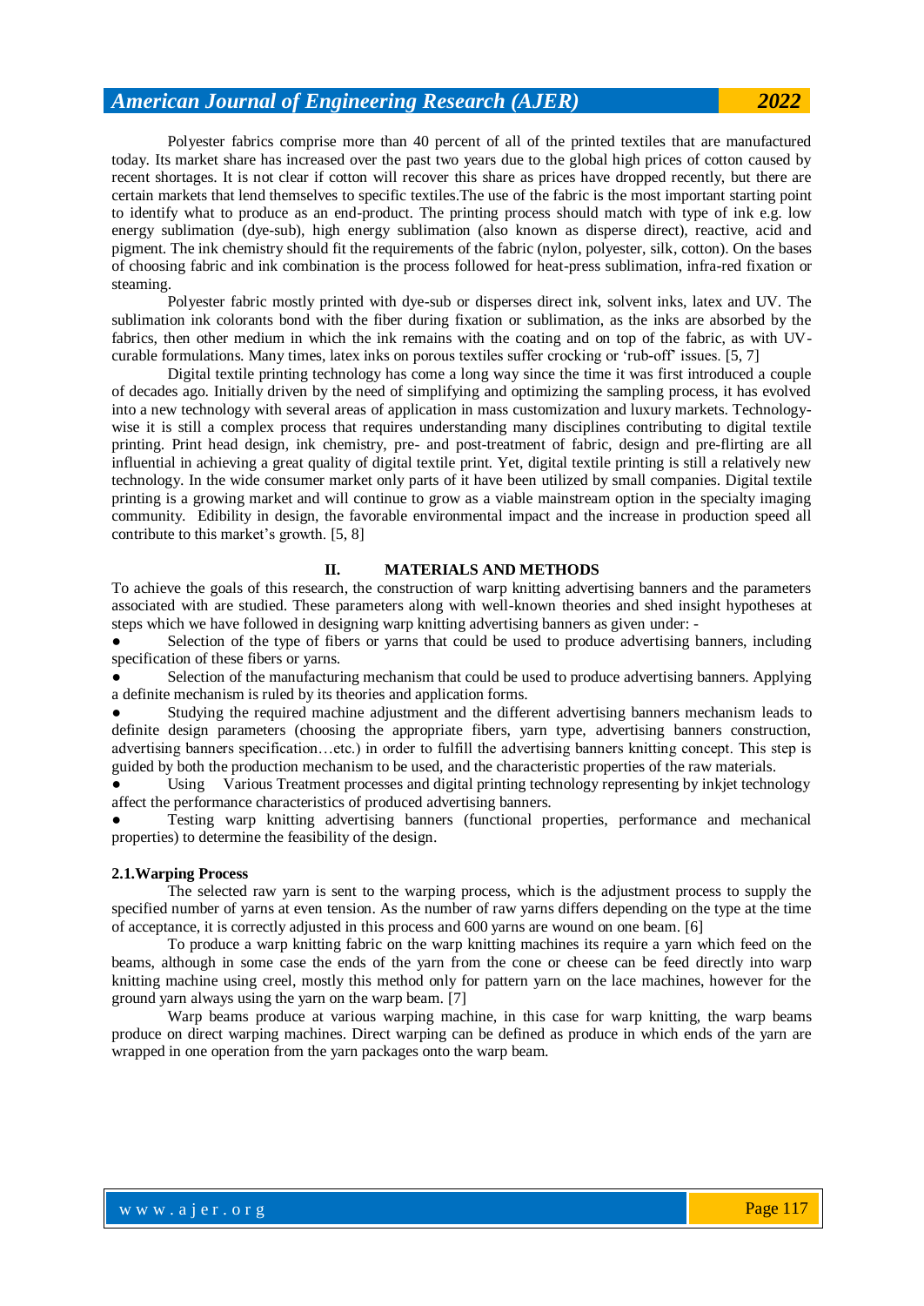Polyester fabrics comprise more than 40 percent of all of the printed textiles that are manufactured today. Its market share has increased over the past two years due to the global high prices of cotton caused by recent shortages. It is not clear if cotton will recover this share as prices have dropped recently, but there are certain markets that lend themselves to specific textiles.The use of the fabric is the most important starting point to identify what to produce as an end-product. The printing process should match with type of ink e.g. low energy sublimation (dye-sub), high energy sublimation (also known as disperse direct), reactive, acid and pigment. The ink chemistry should fit the requirements of the fabric (nylon, polyester, silk, cotton). On the bases of choosing fabric and ink combination is the process followed for heat-press sublimation, infra-red fixation or steaming.

Polyester fabric mostly printed with dye-sub or disperses direct ink, solvent inks, latex and UV. The sublimation ink colorants bond with the fiber during fixation or sublimation, as the inks are absorbed by the fabrics, then other medium in which the ink remains with the coating and on top of the fabric, as with UV-curable formulations. Many times, latex inks on porous textiles suffer crocking or 'rub-off' issues. [5, 7]

Digital textile printing technology has come a long way since the time it was first introduced a couple of decades ago. Initially driven by the need of simplifying and optimizing the sampling process, it has evolved into a new technology with several areas of application in mass customization and luxury markets. Technology-wise it is still a complex process that requires understanding many disciplines contributing to digital textile printing. Print head design, ink chemistry, pre- and post-treatment of fabric, design and pre-flirting are all influential in achieving a great quality of digital textile print. Yet, digital textile printing is still a relatively new technology. In the wide consumer market only parts of it have been utilized by small companies. Digital textile printing is a growing market and will continue to grow as a viable mainstream option in the specialty imaging community. Edibility in design, the favorable environmental impact and the increase in production speed all contribute to this market's growth. [5, 8]

## II. MATERIALS AND METHODS

To achieve the goals of this research, the construction of warp knitting advertising banners and the parameters associated with are studied. These parameters along with well-known theories and shed insight hypotheses at steps which we have followed in designing warp knitting advertising banners as given under: -

- Selection of the type of fibers or yarns that could be used to produce advertising banners, including specification of these fibers or yarns.
- Selection of the manufacturing mechanism that could be used to produce advertising banners. Applying a definite mechanism is ruled by its theories and application forms.
- Studying the required machine adjustment and the different advertising banners mechanism leads to definite design parameters (choosing the appropriate fibers, yarn type, advertising banners construction, advertising banners specification…etc.) in order to fulfill the advertising banners knitting concept. This step is guided by both the production mechanism to be used, and the characteristic properties of the raw materials.
- Using Various Treatment processes and digital printing technology representing by inkjet technology affect the performance characteristics of produced advertising banners.
- Testing warp knitting advertising banners (functional properties, performance and mechanical properties) to determine the feasibility of the design.

### 2.1.Warping Process

The selected raw yarn is sent to the warping process, which is the adjustment process to supply the specified number of yarns at even tension. As the number of raw yarns differs depending on the type at the time of acceptance, it is correctly adjusted in this process and 600 yarns are wound on one beam. [6]

To produce a warp knitting fabric on the warp knitting machines its require a yarn which feed on the beams, although in some case the ends of the yarn from the cone or cheese can be feed directly into warp knitting machine using creel, mostly this method only for pattern yarn on the lace machines, however for the ground yarn always using the yarn on the warp beam. [7]

Warp beams produce at various warping machine, in this case for warp knitting, the warp beams produce on direct warping machines. Direct warping can be defined as produce in which ends of the yarn are wrapped in one operation from the yarn packages onto the warp beam.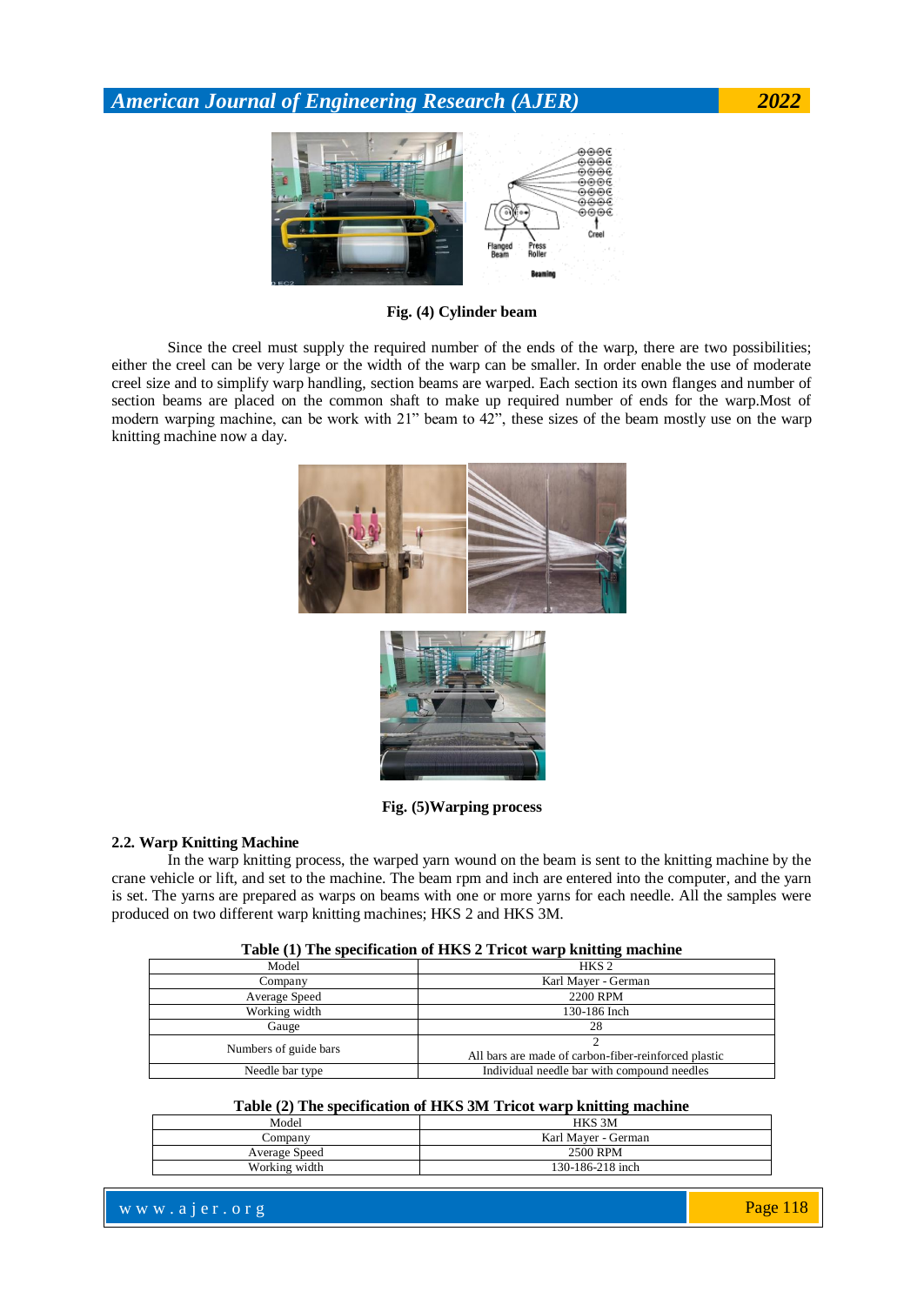Fig. (4) Cylinder beam

Since the creel must supply the required number of the ends of the warp, there are two possibilities; either the creel can be very large or the width of the warp can be smaller. In order enable the use of moderate creel size and to simplify warp handling, section beams are warped. Each section its own flanges and number of section beams are placed on the common shaft to make up required number of ends for the warp.Most of modern warping machine, can be work with 21” beam to 42”, these sizes of the beam mostly use on the warp knitting machine now a day.

Fig. (5)Warping process

### 2.2. Warp Knitting Machine

In the warp knitting process, the warped yarn wound on the beam is sent to the knitting machine by the crane vehicle or lift, and set to the machine. The beam rpm and inch are entered into the computer, and the yarn is set. The yarns are prepared as warps on beams with one or more yarns for each needle. All the samples were produced on two different warp knitting machines; HKS 2 and HKS 3M.

**Table (1) The specification of HKS 2 Tricot warp knitting machine**

| Model | HKS 2 |
|---|---|
| Company | Karl Mayer - German |
| Average Speed | 2200 RPM |
| Working width | 130-186 Inch |
| Gauge | 28 |
| Numbers of guide bars | 2<br>All bars are made of carbon-fiber-reinforced plastic |
| Needle bar type | Individual needle bar with compound needles |

**Table (2) The specification of HKS 3M Tricot warp knitting machine**

| Model | HKS 3M |
|---|---|
| Company | Karl Mayer - German |
| Average Speed | 2500 RPM |
| Working width | 130-186-218 inch |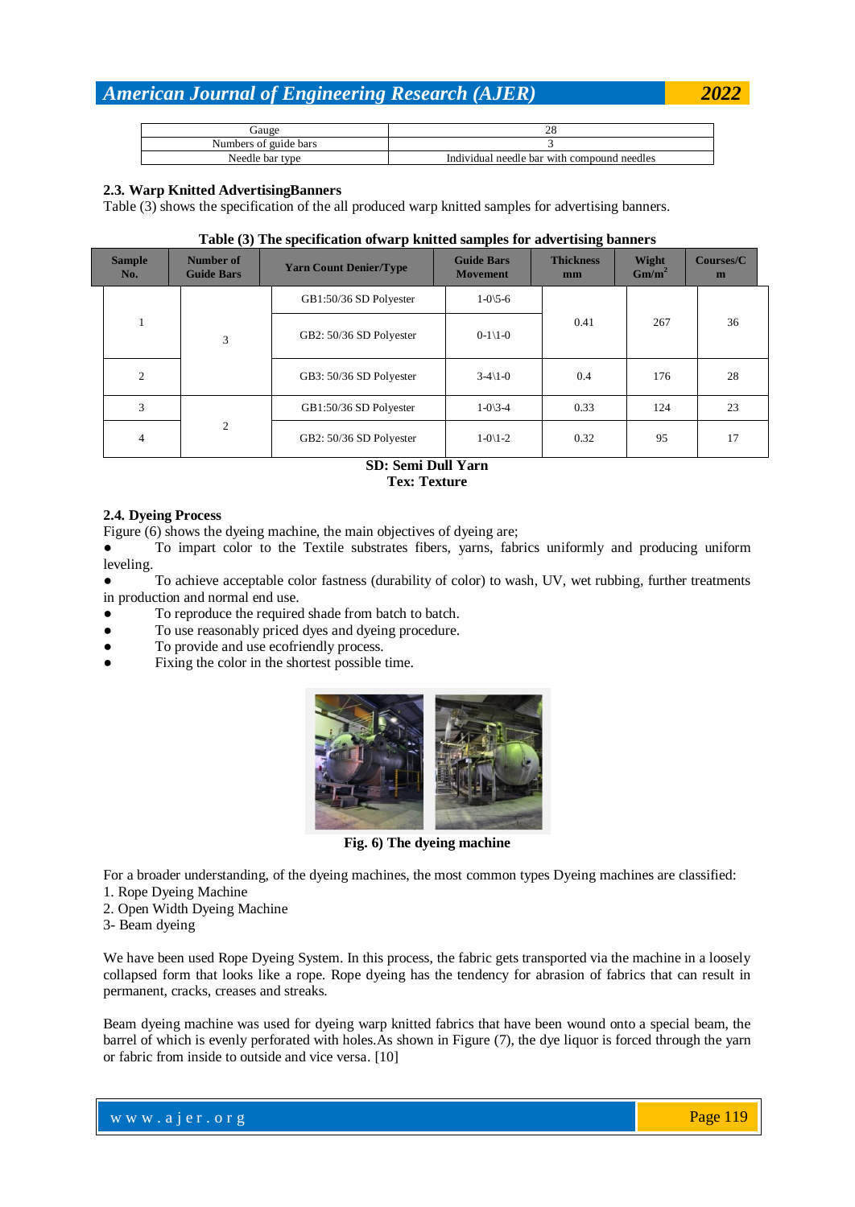| Gauge | 28 |
|---|---|
| Numbers of guide bars | 3 |
| Needle bar type | Individual needle bar with compound needles |

### 2.3. Warp Knitted AdvertisingBanners

Table (3) shows the specification of the all produced warp knitted samples for advertising banners.

**Table (3) The specification ofwarp knitted samples for advertising banners**

| Sample No. | Number of Guide Bars | Yarn Count Denier/Type | Guide Bars Movement | Thickness mm | Wight Gm/m$^2$ | Courses/Cm |
|---|---|---|---|---|---|---|
| 1 | 3 | GB1:50/36 SD Polyester | 1-0\5-6 | 0.41 | 267 | 36 |
| | | GB2: 50/36 SD Polyester | 0-1\1-0 | | | |
| 2 | | GB3: 50/36 SD Polyester | 3-4\1-0 | 0.4 | 176 | 28 |
| 3 | 2 | GB1:50/36 SD Polyester | 1-0\3-4 | 0.33 | 124 | 23 |
| 4 | | GB2: 50/36 SD Polyester | 1-0\1-2 | 0.32 | 95 | 17 |

**SD: Semi Dull Yarn**
**Tex: Texture**

### 2.4. Dyeing Process

Figure (6) shows the dyeing machine, the main objectives of dyeing are;

- To impart color to the Textile substrates fibers, yarns, fabrics uniformly and producing uniform leveling.
- To achieve acceptable color fastness (durability of color) to wash, UV, wet rubbing, further treatments in production and normal end use.
- To reproduce the required shade from batch to batch.
- To use reasonably priced dyes and dyeing procedure.
- To provide and use ecofriendly process.
- Fixing the color in the shortest possible time.

**Fig. 6) The dyeing machine**

For a broader understanding, of the dyeing machines, the most common types Dyeing machines are classified:
1. Rope Dyeing Machine
2. Open Width Dyeing Machine
3- Beam dyeing

We have been used Rope Dyeing System. In this process, the fabric gets transported via the machine in a loosely collapsed form that looks like a rope. Rope dyeing has the tendency for abrasion of fabrics that can result in permanent, cracks, creases and streaks.

Beam dyeing machine was used for dyeing warp knitted fabrics that have been wound onto a special beam, the barrel of which is evenly perforated with holes.As shown in Figure (7), the dye liquor is forced through the yarn or fabric from inside to outside and vice versa. [10]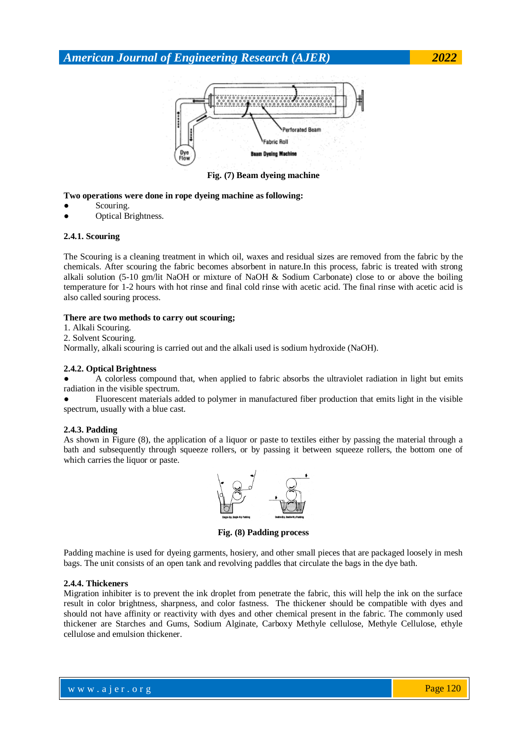Fig. (7) Beam dyeing machine

**Two operations were done in rope dyeing machine as following:**

- Scouring.
- Optical Brightness.

#### 2.4.1. Scouring

The Scouring is a cleaning treatment in which oil, waxes and residual sizes are removed from the fabric by the chemicals. After scouring the fabric becomes absorbent in nature.In this process, fabric is treated with strong alkali solution (5-10 gm/lit NaOH or mixture of NaOH & Sodium Carbonate) close to or above the boiling temperature for 1-2 hours with hot rinse and final cold rinse with acetic acid. The final rinse with acetic acid is also called souring process.

**There are two methods to carry out scouring;**

1. Alkali Scouring.
2. Solvent Scouring.

Normally, alkali scouring is carried out and the alkali used is sodium hydroxide (NaOH).

#### 2.4.2. Optical Brightness

- A colorless compound that, when applied to fabric absorbs the ultraviolet radiation in light but emits radiation in the visible spectrum.
- Fluorescent materials added to polymer in manufactured fiber production that emits light in the visible spectrum, usually with a blue cast.

#### 2.4.3. Padding

As shown in Figure (8), the application of a liquor or paste to textiles either by passing the material through a bath and subsequently through squeeze rollers, or by passing it between squeeze rollers, the bottom one of which carries the liquor or paste.

Fig. (8) Padding process

Padding machine is used for dyeing garments, hosiery, and other small pieces that are packaged loosely in mesh bags. The unit consists of an open tank and revolving paddles that circulate the bags in the dye bath.

#### 2.4.4. Thickeners

Migration inhibiter is to prevent the ink droplet from penetrate the fabric, this will help the ink on the surface result in color brightness, sharpness, and color fastness. The thickener should be compatible with dyes and should not have affinity or reactivity with dyes and other chemical present in the fabric. The commonly used thickener are Starches and Gums, Sodium Alginate, Carboxy Methyle cellulose, Methyle Cellulose, ethyle cellulose and emulsion thickener.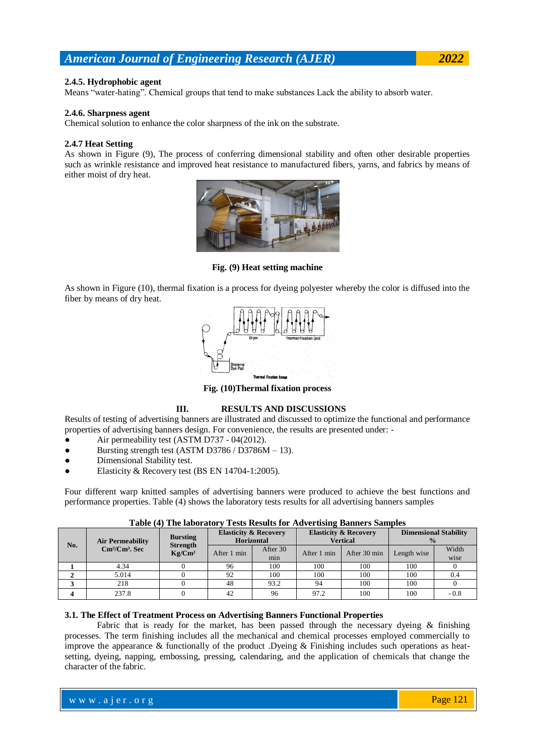#### 2.4.5. Hydrophobic agent

Means “water-hating”. Chemical groups that tend to make substances Lack the ability to absorb water.

#### 2.4.6. Sharpness agent

Chemical solution to enhance the color sharpness of the ink on the substrate.

#### 2.4.7 Heat Setting

As shown in Figure (9), The process of conferring dimensional stability and often other desirable properties such as wrinkle resistance and improved heat resistance to manufactured fibers, yarns, and fabrics by means of either moist of dry heat.

**Fig. (9) Heat setting machine**

As shown in Figure (10), thermal fixation is a process for dyeing polyester whereby the color is diffused into the fiber by means of dry heat.

**Fig. (10)Thermal fixation process**

## III. RESULTS AND DISCUSSIONS

Results of testing of advertising banners are illustrated and discussed to optimize the functional and performance properties of advertising banners design. For convenience, the results are presented under: -

- Air permeability test (ASTM D737 - 04(2012).
- Bursting strength test (ASTM D3786 / D3786M – 13).
- Dimensional Stability test.
- Elasticity & Recovery test (BS EN 14704-1:2005).

Four different warp knitted samples of advertising banners were produced to achieve the best functions and performance properties. Table (4) shows the laboratory tests results for all advertising banners samples

**Table (4) The laboratory Tests Results for Advertising Banners Samples**

| No. | Air Permeability $Cm^3/Cm^3$. Sec | Bursting Strength $Kg/Cm^2$ | Elasticity & Recovery Horizontal | | Elasticity & Recovery Vertical | | Dimensional Stability % | |
|---|---|---|---|---|---|---|---|---|
| | | | After 1 min | After 30 min | After 1 min | After 30 min | Length wise | Width wise |
| **1** | 4.34 | 0 | 96 | 100 | 100 | 100 | 100 | 0 |
| **2** | 5.014 | 0 | 92 | 100 | 100 | 100 | 100 | 0.4 |
| **3** | 218 | 0 | 48 | 93.2 | 94 | 100 | 100 | 0 |
| **4** | 237.8 | 0 | 42 | 96 | 97.2 | 100 | 100 | - 0.8 |

### 3.1. The Effect of Treatment Process on Advertising Banners Functional Properties

Fabric that is ready for the market, has been passed through the necessary dyeing & finishing processes. The term finishing includes all the mechanical and chemical processes employed commercially to improve the appearance & functionally of the product .Dyeing & Finishing includes such operations as heat-setting, dyeing, napping, embossing, pressing, calendaring, and the application of chemicals that change the character of the fabric.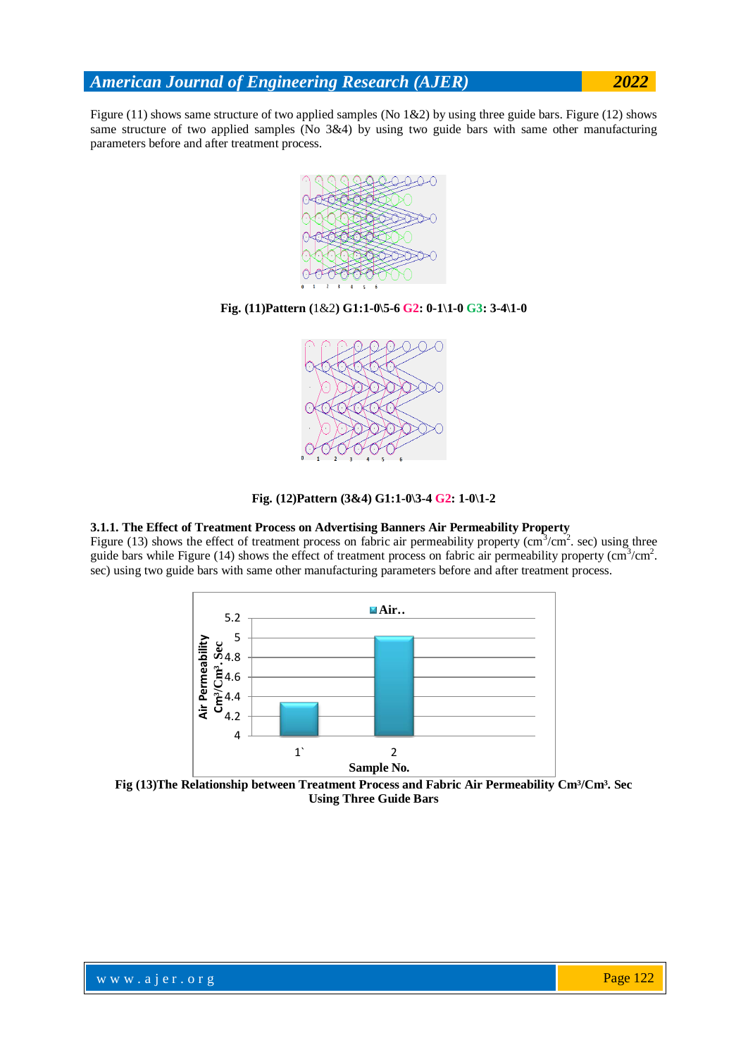Figure (11) shows same structure of two applied samples (No 1&2) by using three guide bars. Figure (12) shows same structure of two applied samples (No 3&4) by using two guide bars with same other manufacturing parameters before and after treatment process.

**Fig. (11)Pattern (**1&2**) G1:1-0\5-6 G2: 0-1\1-0 G3: 3-4\1-0**

**Fig. (12)Pattern (3&4) G1:1-0\3-4 G2: 1-0\1-2**

**3.1.1. The Effect of Treatment Process on Advertising Banners Air Permeability Property**

Figure (13) shows the effect of treatment process on fabric air permeability property ($cm^3/cm^2$. sec) using three guide bars while Figure (14) shows the effect of treatment process on fabric air permeability property ($cm^3/cm^2$. sec) using two guide bars with same other manufacturing parameters before and after treatment process.

**Fig (13)The Relationship between Treatment Process and Fabric Air Permeability $Cm^3/Cm^3$. Sec Using Three Guide Bars**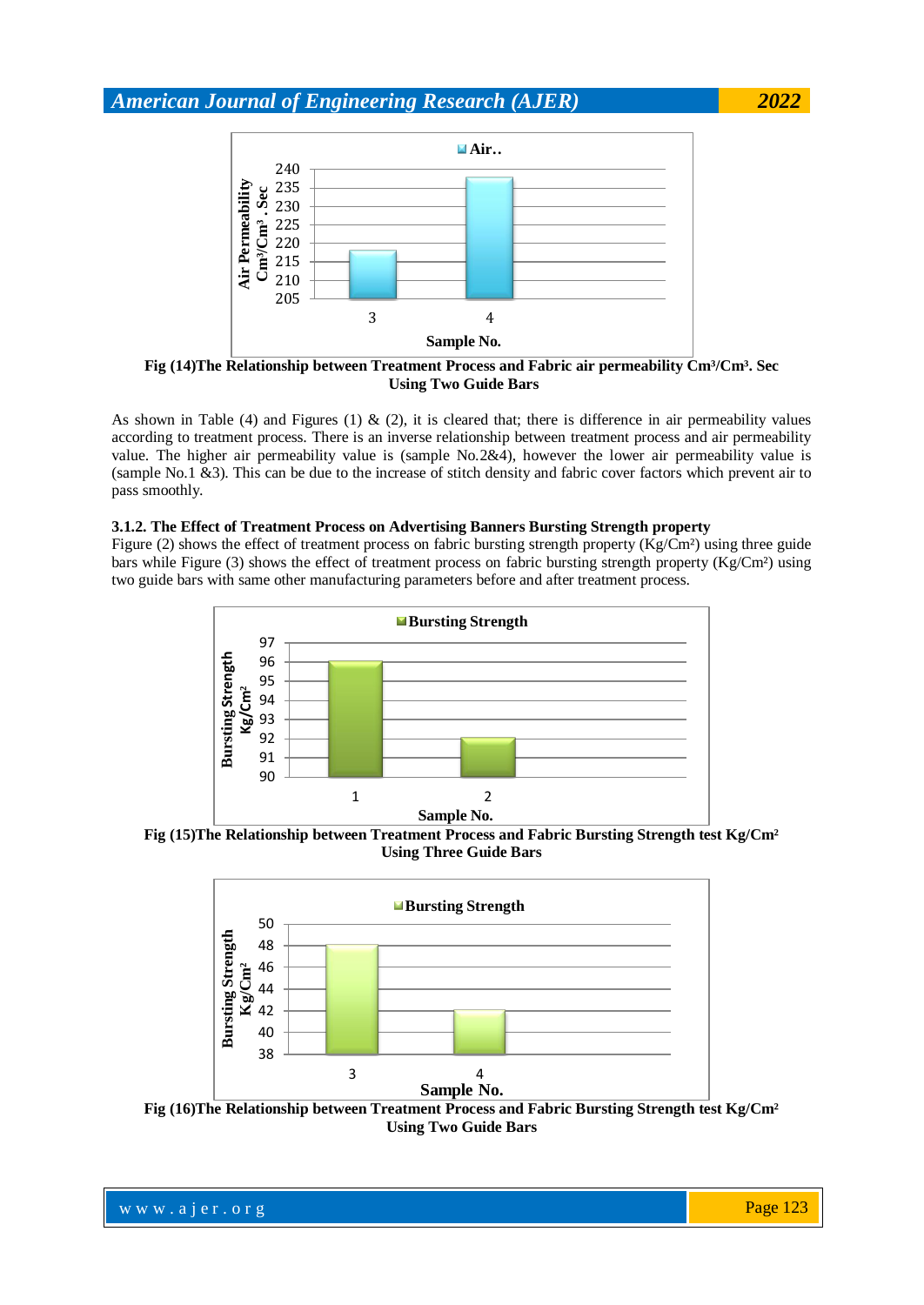Fig (14)The Relationship between Treatment Process and Fabric air permeability $Cm^3/Cm^3$. Sec Using Two Guide Bars

As shown in Table (4) and Figures (1) & (2), it is cleared that; there is difference in air permeability values according to treatment process. There is an inverse relationship between treatment process and air permeability value. The higher air permeability value is (sample No.2&4), however the lower air permeability value is (sample No.1 &3). This can be due to the increase of stitch density and fabric cover factors which prevent air to pass smoothly.

### 3.1.2. The Effect of Treatment Process on Advertising Banners Bursting Strength property

Figure (2) shows the effect of treatment process on fabric bursting strength property ($Kg/Cm^2$) using three guide bars while Figure (3) shows the effect of treatment process on fabric bursting strength property ($Kg/Cm^2$) using two guide bars with same other manufacturing parameters before and after treatment process.

Fig (15)The Relationship between Treatment Process and Fabric Bursting Strength test $Kg/Cm^2$ Using Three Guide Bars

Fig (16)The Relationship between Treatment Process and Fabric Bursting Strength test $Kg/Cm^2$ Using Two Guide Bars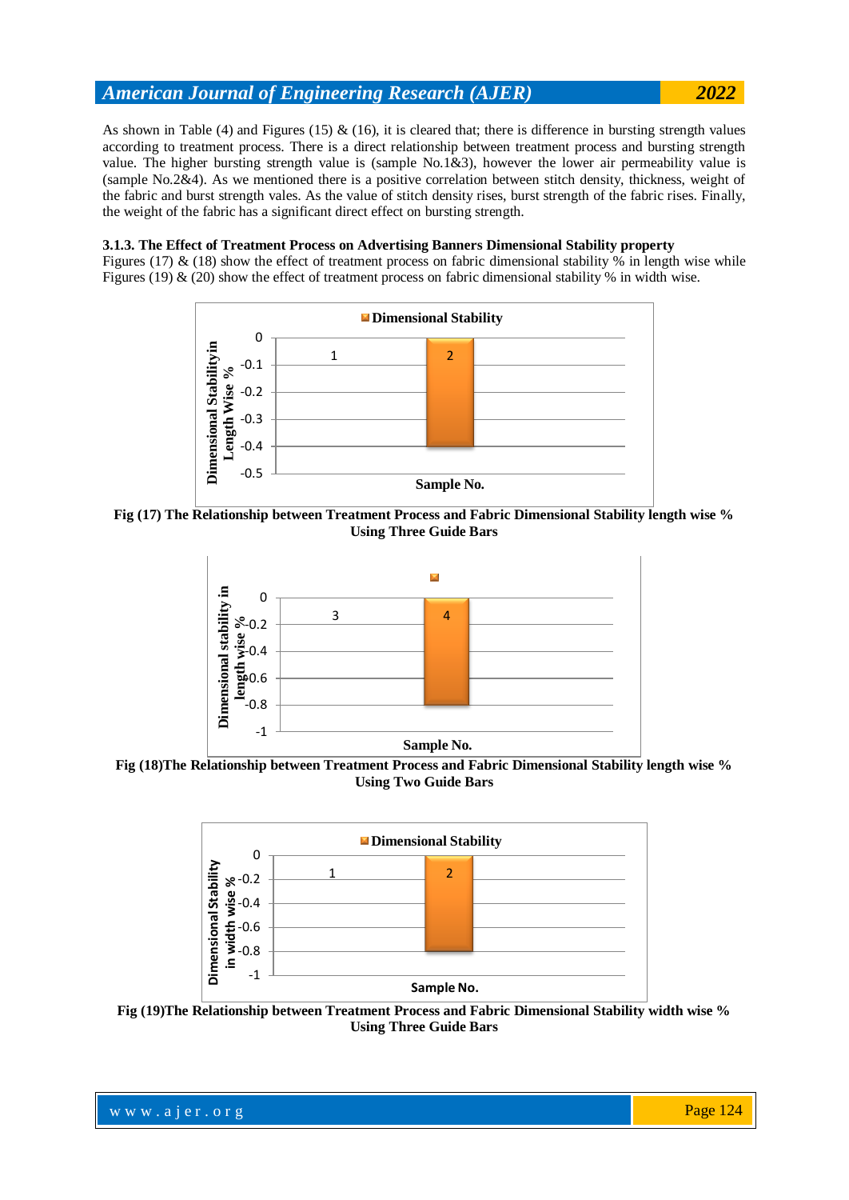As shown in Table (4) and Figures (15) & (16), it is cleared that; there is difference in bursting strength values according to treatment process. There is a direct relationship between treatment process and bursting strength value. The higher bursting strength value is (sample No.1&3), however the lower air permeability value is (sample No.2&4). As we mentioned there is a positive correlation between stitch density, thickness, weight of the fabric and burst strength vales. As the value of stitch density rises, burst strength of the fabric rises. Finally, the weight of the fabric has a significant direct effect on bursting strength.

### 3.1.3. The Effect of Treatment Process on Advertising Banners Dimensional Stability property

Figures (17) & (18) show the effect of treatment process on fabric dimensional stability % in length wise while Figures (19) & (20) show the effect of treatment process on fabric dimensional stability % in width wise.

**Fig (17) The Relationship between Treatment Process and Fabric Dimensional Stability length wise % Using Three Guide Bars**

**Fig (18)The Relationship between Treatment Process and Fabric Dimensional Stability length wise % Using Two Guide Bars**

**Fig (19)The Relationship between Treatment Process and Fabric Dimensional Stability width wise % Using Three Guide Bars**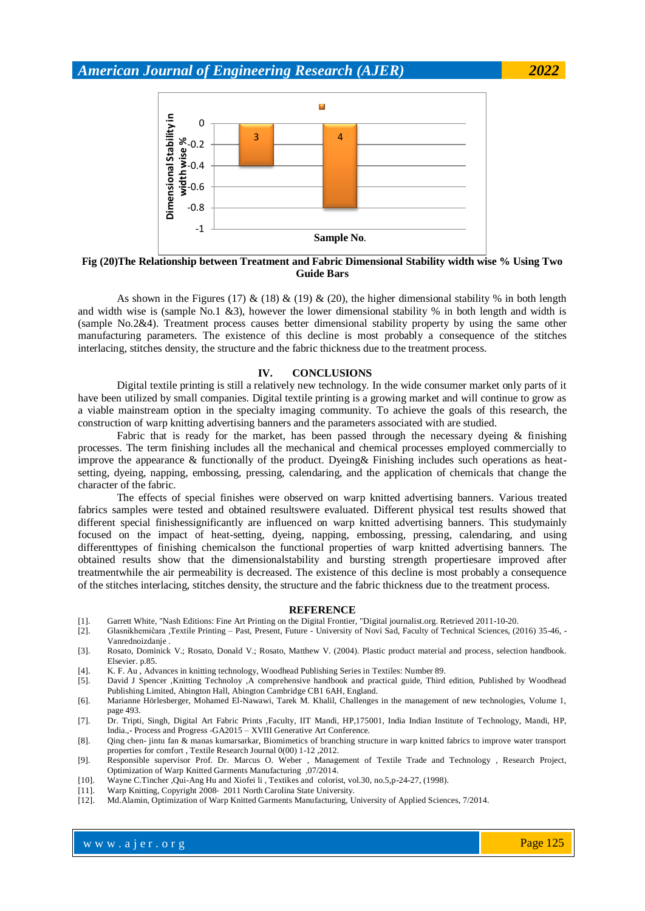Dimensional Stability in width wise %

0

-0.2

-0.4

-0.6

-0.8

-1

3

4

Sample No.

**Fig (20)The Relationship between Treatment and Fabric Dimensional Stability width wise % Using Two Guide Bars**

As shown in the Figures (17) & (18) & (19) & (20), the higher dimensional stability % in both length and width wise is (sample No.1 &3), however the lower dimensional stability % in both length and width is (sample No.2&4). Treatment process causes better dimensional stability property by using the same other manufacturing parameters. The existence of this decline is most probably a consequence of the stitches interlacing, stitches density, the structure and the fabric thickness due to the treatment process.

## IV. CONCLUSIONS

Digital textile printing is still a relatively new technology. In the wide consumer market only parts of it have been utilized by small companies. Digital textile printing is a growing market and will continue to grow as a viable mainstream option in the specialty imaging community. To achieve the goals of this research, the construction of warp knitting advertising banners and the parameters associated with are studied.

Fabric that is ready for the market, has been passed through the necessary dyeing & finishing processes. The term finishing includes all the mechanical and chemical processes employed commercially to improve the appearance & functionally of the product. Dyeing& Finishing includes such operations as heat-setting, dyeing, napping, embossing, pressing, calendaring, and the application of chemicals that change the character of the fabric.

The effects of special finishes were observed on warp knitted advertising banners. Various treated fabrics samples were tested and obtained resultswere evaluated. Different physical test results showed that different special finishessignificantly are influenced on warp knitted advertising banners. This studymainly focused on the impact of heat-setting, dyeing, napping, embossing, pressing, calendaring, and using differenttypes of finishing chemicalson the functional properties of warp knitted advertising banners. The obtained results show that the dimensionalstability and bursting strength propertiesare improved after treatmentwhile the air permeability is decreased. The existence of this decline is most probably a consequence of the stitches interlacing, stitches density, the structure and the fabric thickness due to the treatment process.

## REFERENCE

[1]. Garrett White, "Nash Editions: Fine Art Printing on the Digital Frontier, "Digital journalist.org. Retrieved 2011-10-20.

[2]. Glasnikhemičara ,Textile Printing – Past, Present, Future - University of Novi Sad, Faculty of Technical Sciences, (2016) 35-46, - Vanrednoizdanje .

[3]. Rosato, Dominick V.; Rosato, Donald V.; Rosato, Matthew V. (2004). Plastic product material and process, selection handbook. Elsevier. p.85.

[4]. K. F. Au , Advances in knitting technology, Woodhead Publishing Series in Textiles: Number 89.

[5]. David J Spencer ,Knitting Technoloy ,A comprehensive handbook and practical guide, Third edition, Published by Woodhead Publishing Limited, Abington Hall, Abington Cambridge CB1 6AH, England.

[6]. Marianne Hörlesberger, Mohamed El-Nawawi, Tarek M. Khalil, Challenges in the management of new technologies, Volume 1, page 493.

[7]. Dr. Tripti, Singh, Digital Art Fabric Prints ,Faculty, IIT Mandi, HP,175001, India Indian Institute of Technology, Mandi, HP, India.,- Process and Progress -GA2015 – XVIII Generative Art Conference.

[8]. Qing chen- jintu fan & manas kumarsarkar, Biomimetics of branching structure in warp knitted fabrics to improve water transport properties for comfort , Textile Research Journal 0(00) 1-12 ,2012.

[9]. Responsible supervisor Prof. Dr. Marcus O. Weber , Management of Textile Trade and Technology , Research Project, Optimization of Warp Knitted Garments Manufacturing ,07/2014.

[10]. Wayne C.Tincher ,Qui-Ang Hu and Xiofei li , Textikes and colorist, vol.30, no.5,p-24-27, (1998).

[11]. Warp Knitting, Copyright 2008- 2011 North Carolina State University.

[12]. Md.Alamin, Optimization of Warp Knitted Garments Manufacturing, University of Applied Sciences, 7/2014.